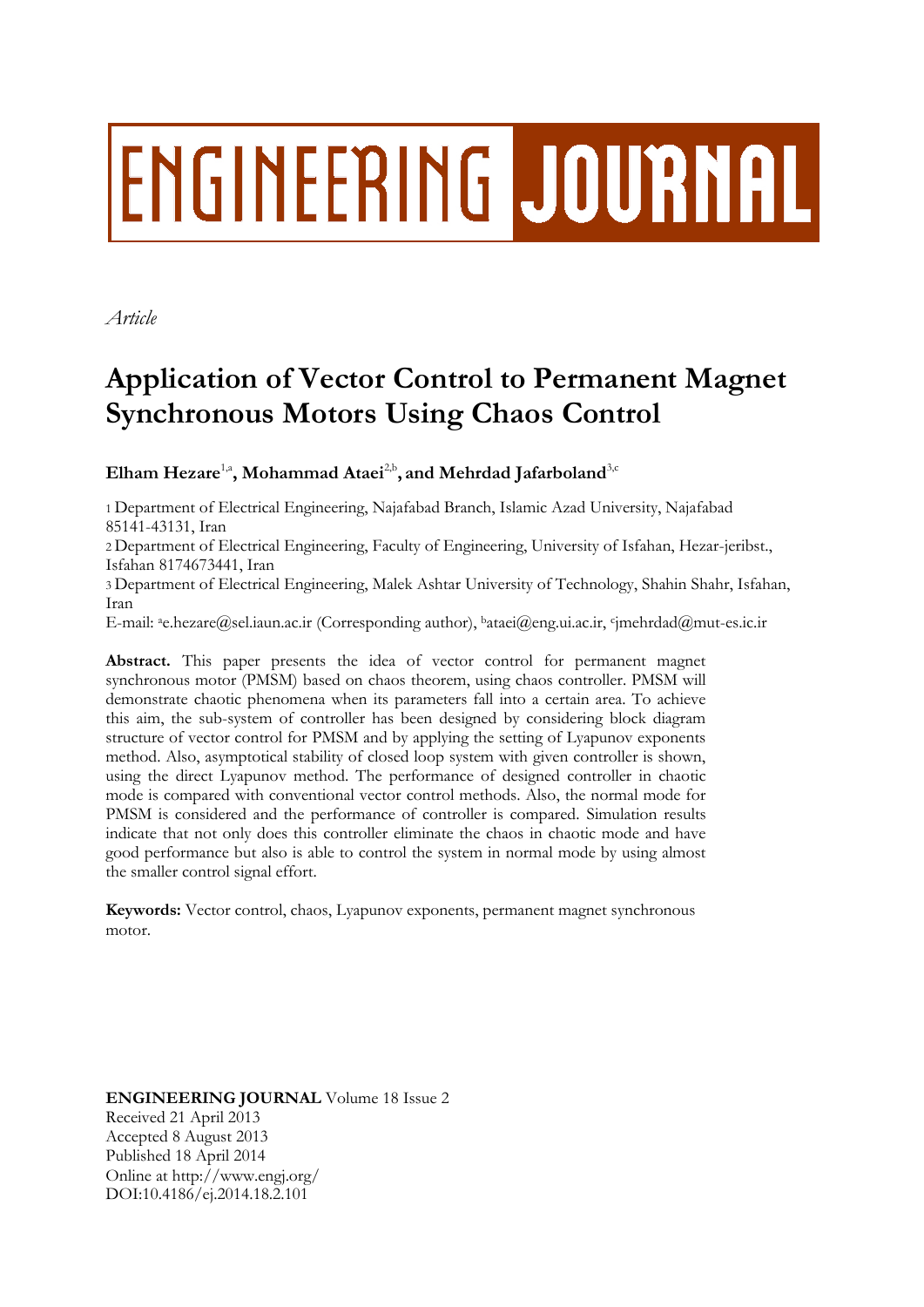# ENGINEERING JOURNAL

*Article*

# Application of Vector Control to Permanent Magnet Synchronous Motors Using Chaos Control

**Elham Hezare**[1,a]**, Mohammad Ataei**[2,b]**, and Mehrdad Jafarboland**[3,c]

1 Department of Electrical Engineering, Najafabad Branch, Islamic Azad University, Najafabad 85141-43131, Iran

2 Department of Electrical Engineering, Faculty of Engineering, University of Isfahan, Hezar-jeribst., Isfahan 8174673441, Iran

3 Department of Electrical Engineering, Malek Ashtar University of Technology, Shahin Shahr, Isfahan, Iran

E-mail: [a]e.hezare@sel.iaun.ac.ir (Corresponding author), [b]ataei@eng.ui.ac.ir, [c]jmehrdad@mut-es.ic.ir

**Abstract.** This paper presents the idea of vector control for permanent magnet synchronous motor (PMSM) based on chaos theorem, using chaos controller. PMSM will demonstrate chaotic phenomena when its parameters fall into a certain area. To achieve this aim, the sub-system of controller has been designed by considering block diagram structure of vector control for PMSM and by applying the setting of Lyapunov exponents method. Also, asymptotical stability of closed loop system with given controller is shown, using the direct Lyapunov method. The performance of designed controller in chaotic mode is compared with conventional vector control methods. Also, the normal mode for PMSM is considered and the performance of controller is compared. Simulation results indicate that not only does this controller eliminate the chaos in chaotic mode and have good performance but also is able to control the system in normal mode by using almost the smaller control signal effort.

**Keywords:** Vector control, chaos, Lyapunov exponents, permanent magnet synchronous motor.

**ENGINEERING JOURNAL** Volume 18 Issue 2
Received 21 April 2013
Accepted 8 August 2013
Published 18 April 2014
Online at http://www.engj.org/
DOI:10.4186/ej.2014.18.2.101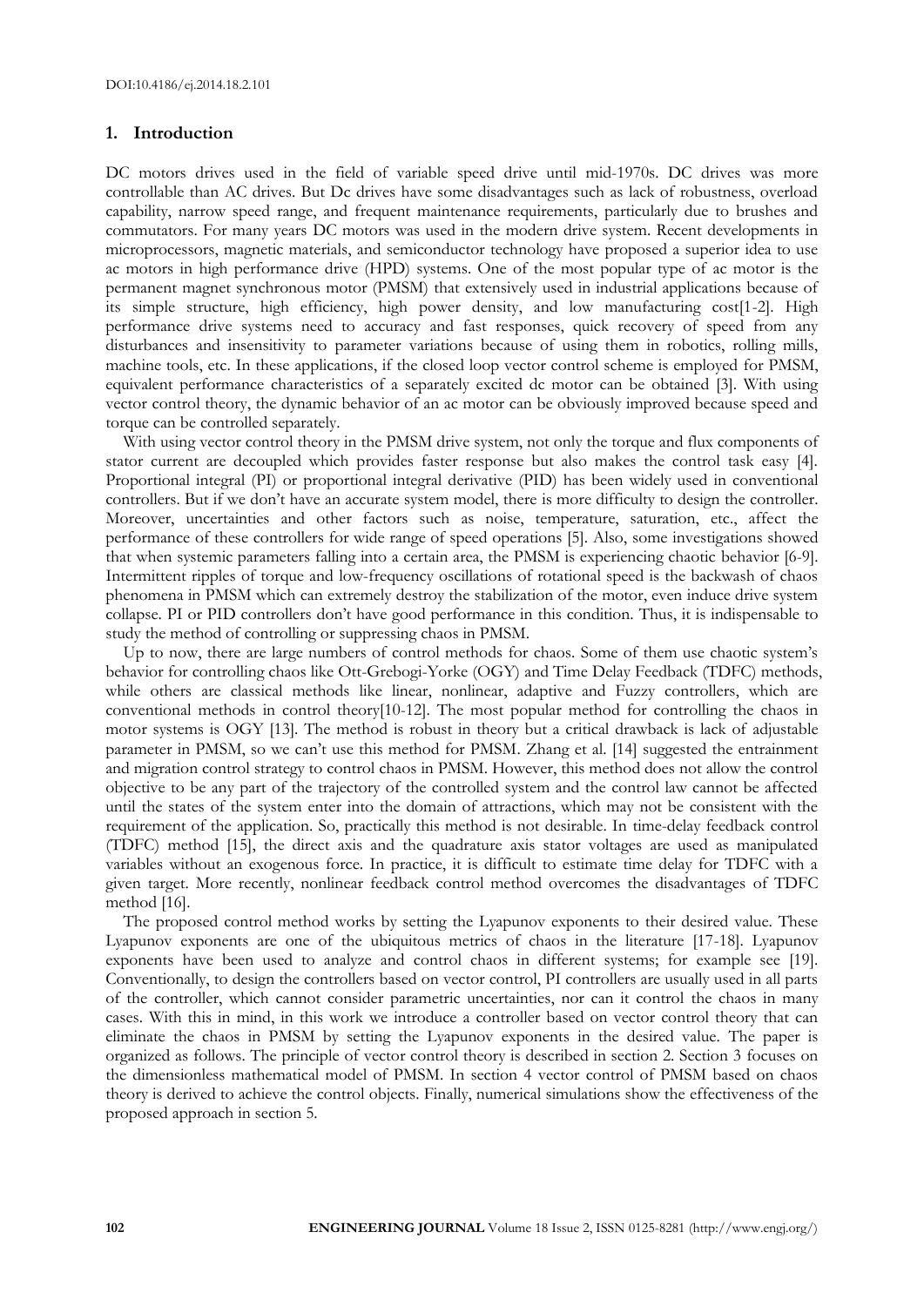## 1. Introduction

DC motors drives used in the field of variable speed drive until mid-1970s. DC drives was more controllable than AC drives. But Dc drives have some disadvantages such as lack of robustness, overload capability, narrow speed range, and frequent maintenance requirements, particularly due to brushes and commutators. For many years DC motors was used in the modern drive system. Recent developments in microprocessors, magnetic materials, and semiconductor technology have proposed a superior idea to use ac motors in high performance drive (HPD) systems. One of the most popular type of ac motor is the permanent magnet synchronous motor (PMSM) that extensively used in industrial applications because of its simple structure, high efficiency, high power density, and low manufacturing cost[1-2]. High performance drive systems need to accuracy and fast responses, quick recovery of speed from any disturbances and insensitivity to parameter variations because of using them in robotics, rolling mills, machine tools, etc. In these applications, if the closed loop vector control scheme is employed for PMSM, equivalent performance characteristics of a separately excited dc motor can be obtained [3]. With using vector control theory, the dynamic behavior of an ac motor can be obviously improved because speed and torque can be controlled separately.

With using vector control theory in the PMSM drive system, not only the torque and flux components of stator current are decoupled which provides faster response but also makes the control task easy [4]. Proportional integral (PI) or proportional integral derivative (PID) has been widely used in conventional controllers. But if we don't have an accurate system model, there is more difficulty to design the controller. Moreover, uncertainties and other factors such as noise, temperature, saturation, etc., affect the performance of these controllers for wide range of speed operations [5]. Also, some investigations showed that when systemic parameters falling into a certain area, the PMSM is experiencing chaotic behavior [6-9]. Intermittent ripples of torque and low-frequency oscillations of rotational speed is the backwash of chaos phenomena in PMSM which can extremely destroy the stabilization of the motor, even induce drive system collapse. PI or PID controllers don't have good performance in this condition. Thus, it is indispensable to study the method of controlling or suppressing chaos in PMSM.

Up to now, there are large numbers of control methods for chaos. Some of them use chaotic system's behavior for controlling chaos like Ott-Grebogi-Yorke (OGY) and Time Delay Feedback (TDFC) methods, while others are classical methods like linear, nonlinear, adaptive and Fuzzy controllers, which are conventional methods in control theory[10-12]. The most popular method for controlling the chaos in motor systems is OGY [13]. The method is robust in theory but a critical drawback is lack of adjustable parameter in PMSM, so we can't use this method for PMSM. Zhang et al. [14] suggested the entrainment and migration control strategy to control chaos in PMSM. However, this method does not allow the control objective to be any part of the trajectory of the controlled system and the control law cannot be affected until the states of the system enter into the domain of attractions, which may not be consistent with the requirement of the application. So, practically this method is not desirable. In time-delay feedback control (TDFC) method [15], the direct axis and the quadrature axis stator voltages are used as manipulated variables without an exogenous force. In practice, it is difficult to estimate time delay for TDFC with a given target. More recently, nonlinear feedback control method overcomes the disadvantages of TDFC method [16].

The proposed control method works by setting the Lyapunov exponents to their desired value. These Lyapunov exponents are one of the ubiquitous metrics of chaos in the literature [17-18]. Lyapunov exponents have been used to analyze and control chaos in different systems; for example see [19]. Conventionally, to design the controllers based on vector control, PI controllers are usually used in all parts of the controller, which cannot consider parametric uncertainties, nor can it control the chaos in many cases. With this in mind, in this work we introduce a controller based on vector control theory that can eliminate the chaos in PMSM by setting the Lyapunov exponents in the desired value. The paper is organized as follows. The principle of vector control theory is described in section 2. Section 3 focuses on the dimensionless mathematical model of PMSM. In section 4 vector control of PMSM based on chaos theory is derived to achieve the control objects. Finally, numerical simulations show the effectiveness of the proposed approach in section 5.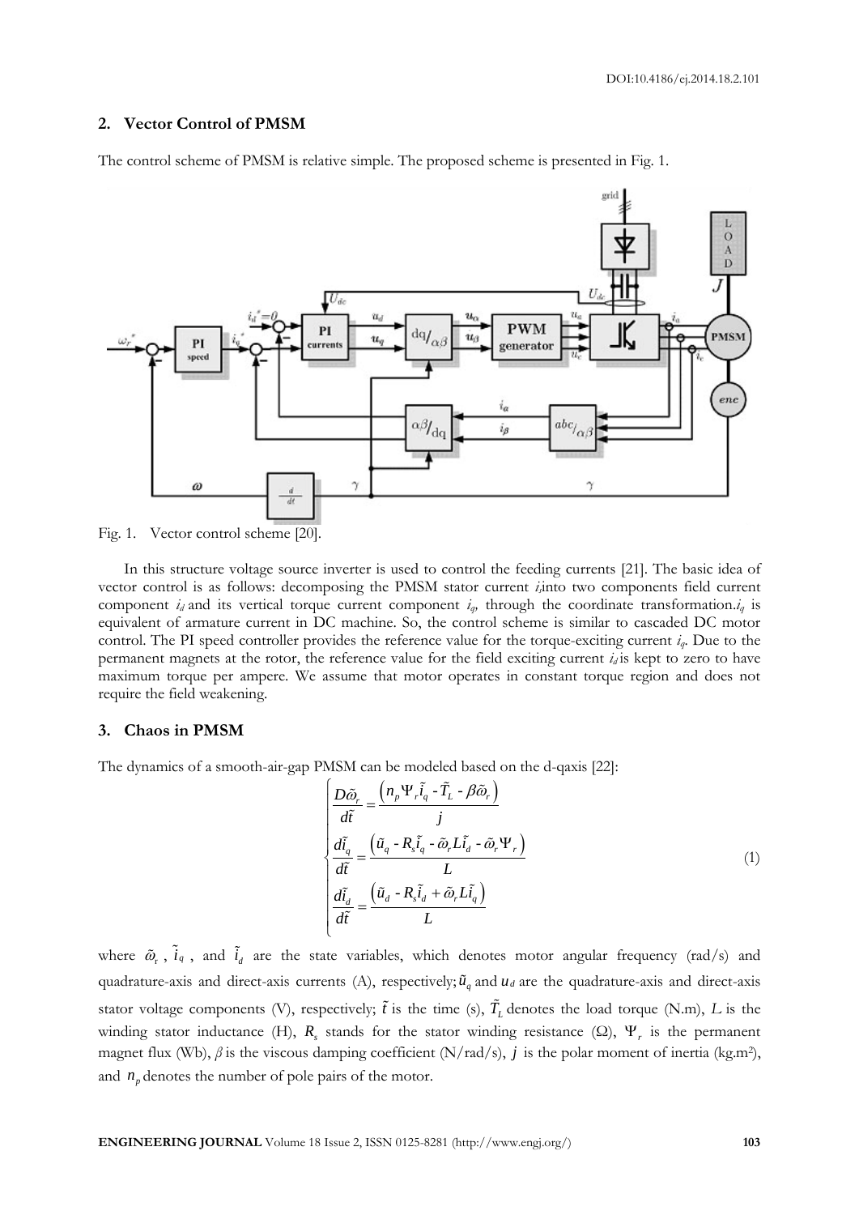## 2. Vector Control of PMSM

The control scheme of PMSM is relative simple. The proposed scheme is presented in Fig. 1.

Fig. 1. Vector control scheme [20].

In this structure voltage source inverter is used to control the feeding currents [21]. The basic idea of vector control is as follows: decomposing the PMSM stator current $i_s$into two components field current component $i_d$ and its vertical torque current component $i_q$, through the coordinate transformation.$i_q$ is equivalent of armature current in DC machine. So, the control scheme is similar to cascaded DC motor control. The PI speed controller provides the reference value for the torque-exciting current $i_q$. Due to the permanent magnets at the rotor, the reference value for the field exciting current $i_d$is kept to zero to have maximum torque per ampere. We assume that motor operates in constant torque region and does not require the field weakening.

## 3. Chaos in PMSM

The dynamics of a smooth-air-gap PMSM can be modeled based on the d-qaxis [22]:

$$
\begin{cases}
\dfrac{D\tilde{\omega}_r}{d\tilde{t}} = \dfrac{\left(n_p \Psi_r \tilde{i}_q - \tilde{T}_L - \beta\tilde{\omega}_r\right)}{j} \\[2ex]
\dfrac{d\tilde{i}_q}{d\tilde{t}} = \dfrac{\left(\tilde{u}_q - R_s\tilde{i}_q - \tilde{\omega}_r L\tilde{i}_d - \tilde{\omega}_r \Psi_r\right)}{L} \\[2ex]
\dfrac{d\tilde{i}_d}{d\tilde{t}} = \dfrac{\left(\tilde{u}_d - R_s\tilde{i}_d + \tilde{\omega}_r L\tilde{i}_q\right)}{L}
\end{cases}
\tag{1}
$$

where $\tilde{\omega}_r$, $\tilde{i}_q$, and $\tilde{i}_d$ are the state variables, which denotes motor angular frequency (rad/s) and quadrature-axis and direct-axis currents (A), respectively; $\tilde{u}_q$ and $u_d$ are the quadrature-axis and direct-axis stator voltage components (V), respectively; $\tilde{t}$ is the time (s), $\tilde{T}_L$ denotes the load torque (N.m), $L$ is the winding stator inductance (H), $R_s$ stands for the stator winding resistance (Ω), $\Psi_r$ is the permanent magnet flux (Wb), $\beta$ is the viscous damping coefficient (N/rad/s), $j$ is the polar moment of inertia (kg.m[2]), and $n_p$ denotes the number of pole pairs of the motor.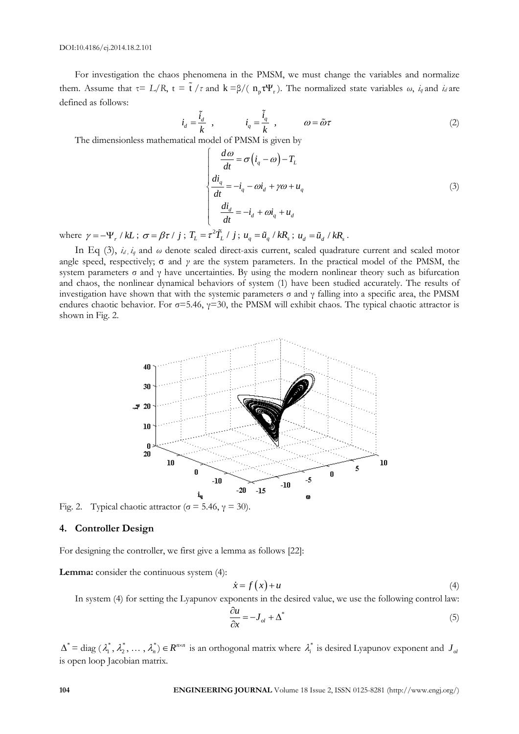For investigation the chaos phenomena in the PMSM, we must change the variables and normalize them. Assume that $\tau = L/R$, $t = \tilde{t}/\tau$ and $k = \beta/(n_p \tau \Psi_r)$. The normalized state variables $\omega$, $i_q$ and $i_d$ are defined as follows:

$$i_d = \frac{\tilde{i}_d}{k} \quad , \qquad i_q = \frac{\tilde{i}_q}{k} \quad , \qquad \omega = \tilde{\omega}\tau \tag{2}$$

The dimensionless mathematical model of PMSM is given by

$$\begin{cases} \dfrac{d\omega}{dt} = \sigma\left(i_q - \omega\right) - T_L \\ \dfrac{di_q}{dt} = -i_q - \omega i_d + \gamma\omega + u_q \\ \dfrac{di_d}{dt} = -i_d + \omega i_q + u_d \end{cases} \tag{3}$$

where $\gamma = -\Psi_r / kL$ ; $\sigma = \beta\tau / j$ ; $T_L = \tau^2 \tilde{T}_L / j$ ; $u_q = \tilde{u}_q / kR_s$ ; $u_d = \tilde{u}_d / kR_s$ .

In Eq (3), $i_d$, $i_q$ and $\omega$ denote scaled direct-axis current, scaled quadrature current and scaled motor angle speed, respectively; σ and $\gamma$ are the system parameters. In the practical model of the PMSM, the system parameters σ and γ have uncertainties. By using the modern nonlinear theory such as bifurcation and chaos, the nonlinear dynamical behaviors of system (1) have been studied accurately. The results of investigation have shown that with the systemic parameters σ and γ falling into a specific area, the PMSM endures chaotic behavior. For σ=5.46, γ=30, the PMSM will exhibit chaos. The typical chaotic attractor is shown in Fig. 2.

Fig. 2. Typical chaotic attractor (σ = 5.46, γ = 30).

## 4. Controller Design

For designing the controller, we first give a lemma as follows [22]:

**Lemma:** consider the continuous system (4):

$$\dot{x} = f\left(x\right) + u \tag{4}$$

In system (4) for setting the Lyapunov exponents in the desired value, we use the following control law:

$$\frac{\partial u}{\partial x} = -J_{ol} + \Delta^* \tag{5}$$

$\Delta^* = \mathrm{diag}\,(\lambda_1^*, \lambda_2^*, \ldots, \lambda_n^*) \in R^{n \times n}$ is an orthogonal matrix where $\lambda_i^*$ is desired Lyapunov exponent and $J_{ol}$ is open loop Jacobian matrix.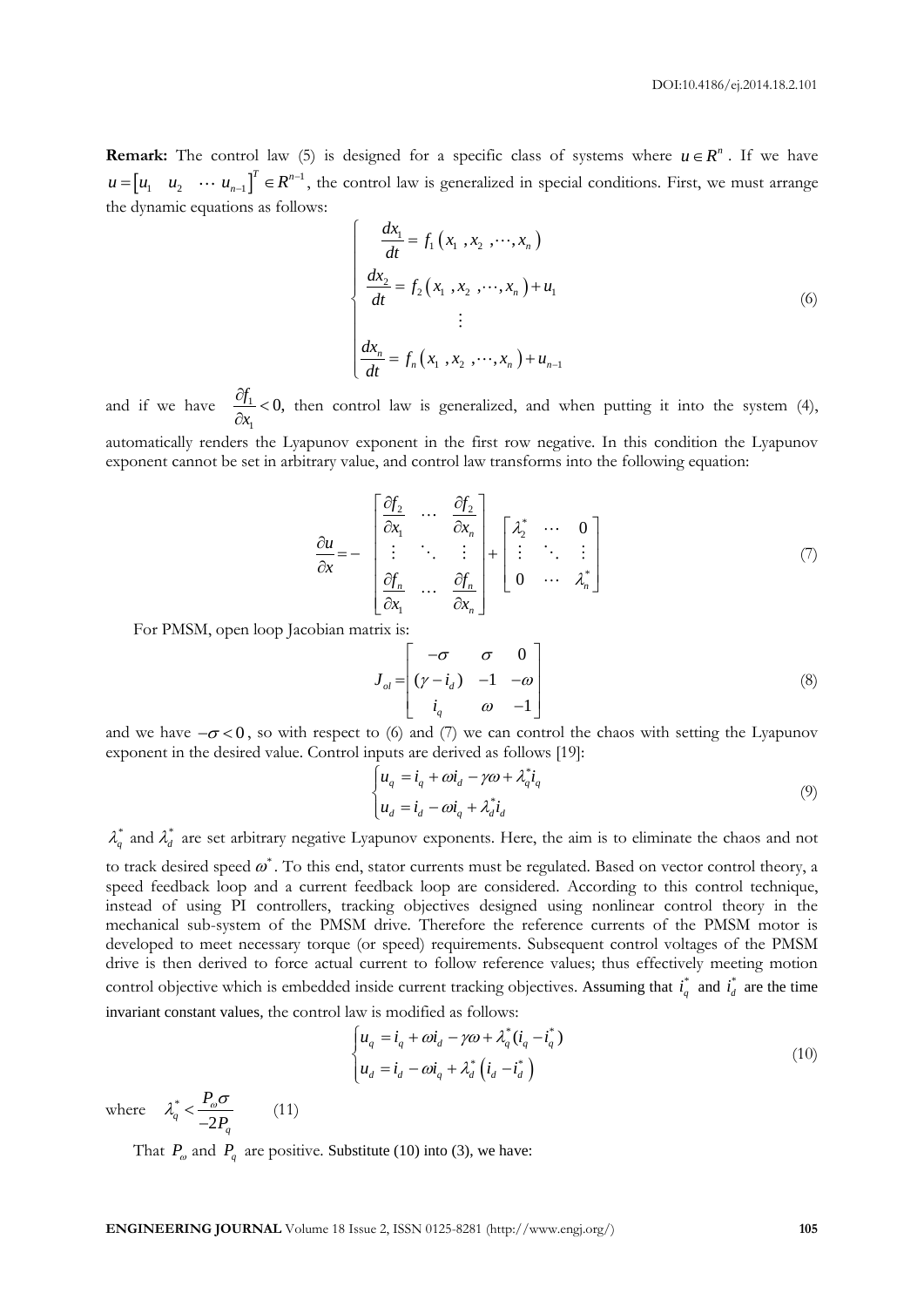**Remark:** The control law (5) is designed for a specific class of systems where $u \in R^n$. If we have $u = \begin{bmatrix} u_1 & u_2 & \cdots & u_{n-1} \end{bmatrix}^T \in R^{n-1}$, the control law is generalized in special conditions. First, we must arrange the dynamic equations as follows:

$$
\begin{cases}
\dfrac{dx_1}{dt} = f_1\left(x_1, x_2, \cdots, x_n\right) \\
\dfrac{dx_2}{dt} = f_2\left(x_1, x_2, \cdots, x_n\right) + u_1 \\
\qquad \vdots \\
\dfrac{dx_n}{dt} = f_n\left(x_1, x_2, \cdots, x_n\right) + u_{n-1}
\end{cases}
\tag{6}
$$

and if we have $\dfrac{\partial f_1}{\partial x_1} < 0,$ then control law is generalized, and when putting it into the system (4), automatically renders the Lyapunov exponent in the first row negative. In this condition the Lyapunov exponent cannot be set in arbitrary value, and control law transforms into the following equation:

$$
\frac{\partial u}{\partial x} = -\begin{bmatrix} \dfrac{\partial f_2}{\partial x_1} & \cdots & \dfrac{\partial f_2}{\partial x_n} \\ \vdots & \ddots & \vdots \\ \dfrac{\partial f_n}{\partial x_1} & \cdots & \dfrac{\partial f_n}{\partial x_n} \end{bmatrix} + \begin{bmatrix} \lambda_2^* & \cdots & 0 \\ \vdots & \ddots & \vdots \\ 0 & \cdots & \lambda_n^* \end{bmatrix}
\tag{7}
$$

For PMSM, open loop Jacobian matrix is:

$$
J_{ol} = \begin{bmatrix} -\sigma & \sigma & 0 \\ (\gamma - i_d) & -1 & -\omega \\ i_q & \omega & -1 \end{bmatrix}
\tag{8}
$$

and we have $-\sigma < 0$, so with respect to (6) and (7) we can control the chaos with setting the Lyapunov exponent in the desired value. Control inputs are derived as follows [19]:

$$
\begin{cases}
u_q = i_q + \omega i_d - \gamma\omega + \lambda_q^* i_q \\
u_d = i_d - \omega i_q + \lambda_d^* i_d
\end{cases}
\tag{9}
$$

$\lambda_q^*$ and $\lambda_d^*$ are set arbitrary negative Lyapunov exponents. Here, the aim is to eliminate the chaos and not to track desired speed $\omega^*$. To this end, stator currents must be regulated. Based on vector control theory, a speed feedback loop and a current feedback loop are considered. According to this control technique, instead of using PI controllers, tracking objectives designed using nonlinear control theory in the mechanical sub-system of the PMSM drive. Therefore the reference currents of the PMSM motor is developed to meet necessary torque (or speed) requirements. Subsequent control voltages of the PMSM drive is then derived to force actual current to follow reference values; thus effectively meeting motion control objective which is embedded inside current tracking objectives. Assuming that $i_q^*$ and $i_d^*$ are the time invariant constant values, the control law is modified as follows:

$$
\begin{cases}
u_q = i_q + \omega i_d - \gamma\omega + \lambda_q^*(i_q - i_q^*) \\
u_d = i_d - \omega i_q + \lambda_d^*\left(i_d - i_d^*\right)
\end{cases}
\tag{10}
$$

where $\quad \lambda_q^* < \dfrac{P_\omega \sigma}{-2P_q} \qquad (11)$

That $P_\omega$ and $P_q$ are positive. Substitute (10) into (3), we have: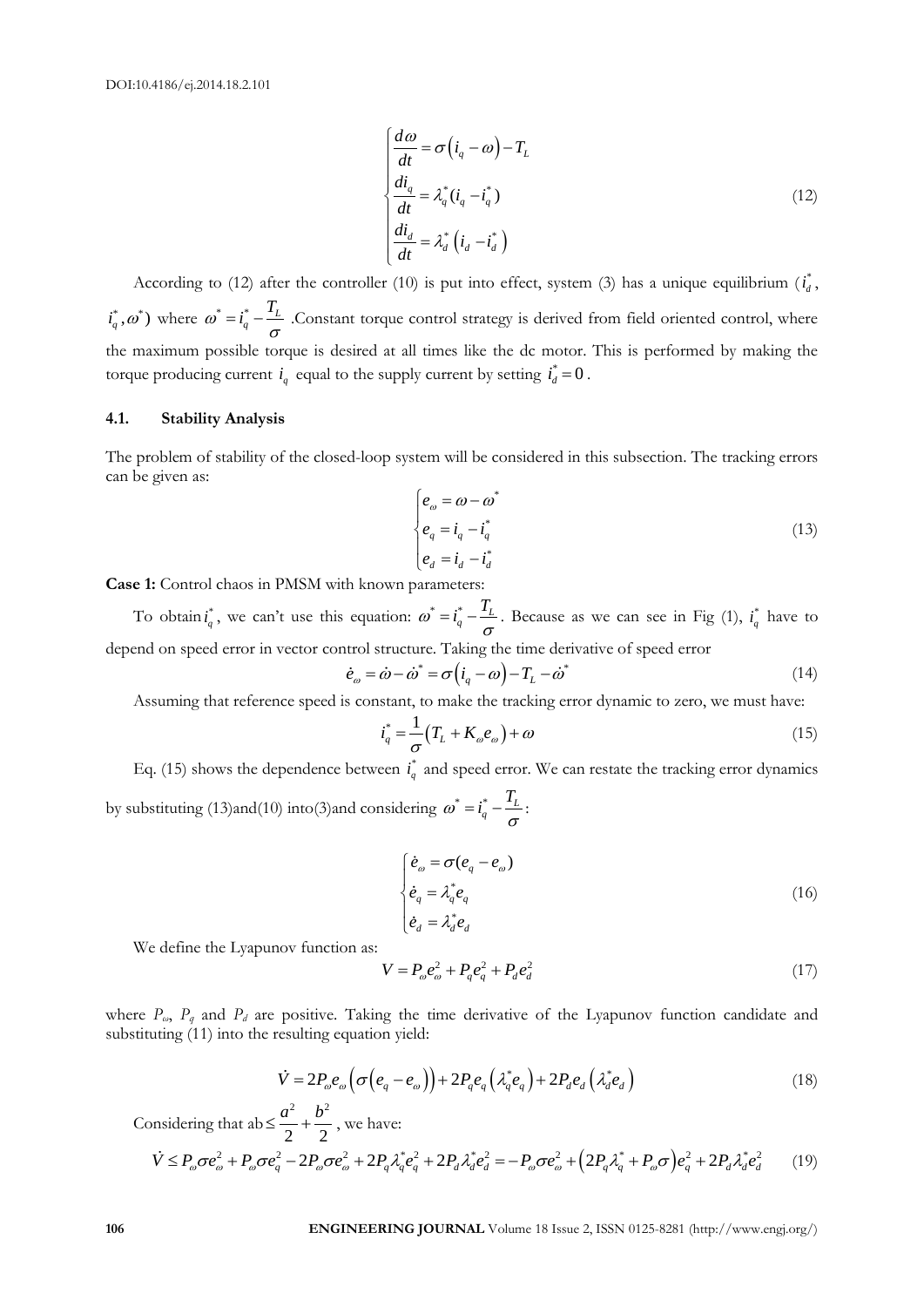$$
\begin{cases}
\dfrac{d\omega}{dt} = \sigma\left(i_q - \omega\right) - T_L \\
\dfrac{di_q}{dt} = \lambda_q^*(i_q - i_q^*) \\
\dfrac{di_d}{dt} = \lambda_d^*\left(i_d - i_d^*\right)
\end{cases}
\tag{12}
$$

According to (12) after the controller (10) is put into effect, system (3) has a unique equilibrium ($i_d^*$, $i_q^*, \omega^*$) where $\omega^* = i_q^* - \dfrac{T_L}{\sigma}$ .Constant torque control strategy is derived from field oriented control, where the maximum possible torque is desired at all times like the dc motor. This is performed by making the torque producing current $i_q$ equal to the supply current by setting $i_d^* = 0$ .

### 4.1. Stability Analysis

The problem of stability of the closed-loop system will be considered in this subsection. The tracking errors can be given as:

$$
\begin{cases}
e_\omega = \omega - \omega^* \\
e_q = i_q - i_q^* \\
e_d = i_d - i_d^*
\end{cases}
\tag{13}
$$

**Case 1:** Control chaos in PMSM with known parameters:

To obtain $i_q^*$, we can't use this equation: $\omega^* = i_q^* - \dfrac{T_L}{\sigma}$. Because as we can see in Fig (1), $i_q^*$ have to depend on speed error in vector control structure. Taking the time derivative of speed error

$$
\dot{e}_\omega = \dot{\omega} - \dot{\omega}^* = \sigma\left(i_q - \omega\right) - T_L - \dot{\omega}^*
\tag{14}
$$

Assuming that reference speed is constant, to make the tracking error dynamic to zero, we must have:

$$
i_q^* = \frac{1}{\sigma}\left(T_L + K_\omega e_\omega\right) + \omega
\tag{15}
$$

Eq. (15) shows the dependence between $i_q^*$ and speed error. We can restate the tracking error dynamics by substituting (13)and(10) into(3)and considering $\omega^* = i_q^* - \dfrac{T_L}{\sigma}$:

$$
\begin{cases}
\dot{e}_\omega = \sigma(e_q - e_\omega) \\
\dot{e}_q = \lambda_q^* e_q \\
\dot{e}_d = \lambda_d^* e_d
\end{cases}
\tag{16}
$$

We define the Lyapunov function as:

$$
V = P_\omega e_\omega^2 + P_q e_q^2 + P_d e_d^2
\tag{17}
$$

where $P_\omega$, $P_q$ and $P_d$ are positive. Taking the time derivative of the Lyapunov function candidate and substituting (11) into the resulting equation yield:

$$
\dot{V} = 2P_\omega e_\omega\left(\sigma\left(e_q - e_\omega\right)\right) + 2P_q e_q\left(\lambda_q^* e_q\right) + 2P_d e_d\left(\lambda_d^* e_d\right)
\tag{18}
$$

Considering that $\mathrm{ab} \le \dfrac{a^2}{2} + \dfrac{b^2}{2}$ , we have:

$$
\dot{V} \le P_\omega \sigma e_\omega^2 + P_\omega \sigma e_q^2 - 2P_\omega \sigma e_\omega^2 + 2P_q \lambda_q^* e_q^2 + 2P_d \lambda_d^* e_d^2 = -P_\omega \sigma e_\omega^2 + \left(2P_q \lambda_q^* + P_\omega \sigma\right) e_q^2 + 2P_d \lambda_d^* e_d^2
\tag{19}
$$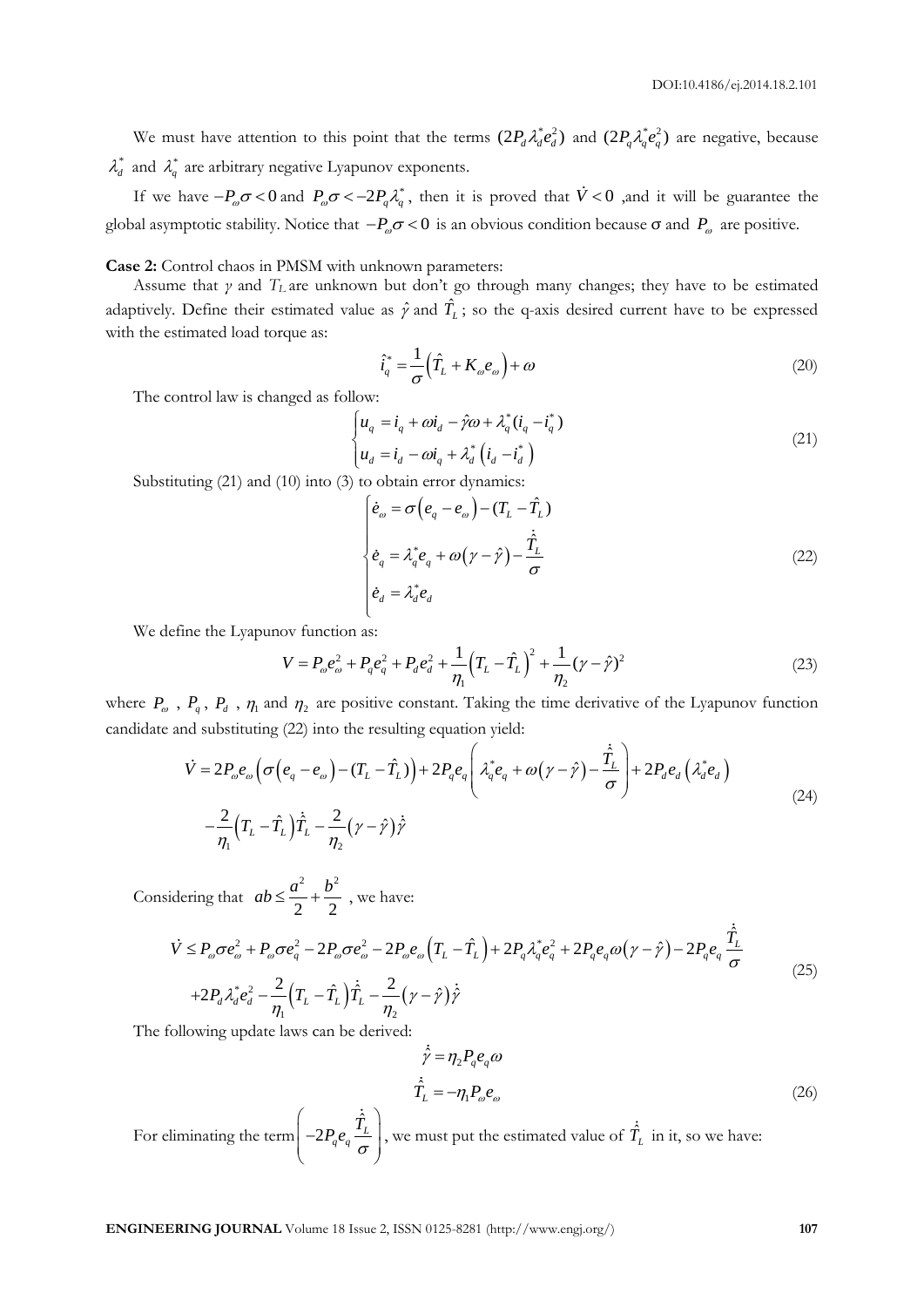We must have attention to this point that the terms $(2P_d\lambda_d^* e_d^2)$ and $(2P_q\lambda_q^* e_q^2)$ are negative, because $\lambda_d^*$ and $\lambda_q^*$ are arbitrary negative Lyapunov exponents.

If we have $-P_\omega\sigma < 0$ and $P_\omega\sigma < -2P_q\lambda_q^*$, then it is proved that $\dot{V} < 0$ ,and it will be guarantee the global asymptotic stability. Notice that $-P_\omega\sigma < 0$ is an obvious condition because $\sigma$ and $P_\omega$ are positive.

**Case 2:** Control chaos in PMSM with unknown parameters:

Assume that $\gamma$ and $T_L$ are unknown but don't go through many changes; they have to be estimated adaptively. Define their estimated value as $\hat{\gamma}$ and $\hat{T}_L$; so the q-axis desired current have to be expressed with the estimated load torque as:

$$\hat{i}_q^* = \frac{1}{\sigma}\left(\hat{T}_L + K_\omega e_\omega\right) + \omega \tag{20}$$

The control law is changed as follow:

$$\begin{cases} u_q = i_q + \omega i_d - \hat{\gamma}\omega + \lambda_q^*(i_q - i_q^*) \\ u_d = i_d - \omega i_q + \lambda_d^*\left(i_d - i_d^*\right) \end{cases} \tag{21}$$

Substituting (21) and (10) into (3) to obtain error dynamics:

$$\begin{cases} \dot{e}_\omega = \sigma\left(e_q - e_\omega\right) - (T_L - \hat{T}_L) \\ \dot{e}_q = \lambda_q^* e_q + \omega\left(\gamma - \hat{\gamma}\right) - \dfrac{\dot{\hat{T}}_L}{\sigma} \\ \dot{e}_d = \lambda_d^* e_d \end{cases} \tag{22}$$

We define the Lyapunov function as:

$$V = P_\omega e_\omega^2 + P_q e_q^2 + P_d e_d^2 + \frac{1}{\eta_1}\left(T_L - \hat{T}_L\right)^2 + \frac{1}{\eta_2}(\gamma - \hat{\gamma})^2 \tag{23}$$

where $P_\omega$ , $P_q$, $P_d$ , $\eta_1$ and $\eta_2$ are positive constant. Taking the time derivative of the Lyapunov function candidate and substituting (22) into the resulting equation yield:

$$\begin{aligned} \dot{V} = {} & 2P_\omega e_\omega\left(\sigma\left(e_q - e_\omega\right) - (T_L - \hat{T}_L)\right) + 2P_q e_q\left(\lambda_q^* e_q + \omega\left(\gamma - \hat{\gamma}\right) - \frac{\dot{\hat{T}}_L}{\sigma}\right) + 2P_d e_d\left(\lambda_d^* e_d\right) \\ & - \frac{2}{\eta_1}\left(T_L - \hat{T}_L\right)\dot{\hat{T}}_L - \frac{2}{\eta_2}\left(\gamma - \hat{\gamma}\right)\dot{\hat{\gamma}} \end{aligned} \tag{24}$$

Considering that $ab \le \dfrac{a^2}{2} + \dfrac{b^2}{2}$ , we have:

$$\begin{aligned} \dot{V} \le {} & P_\omega\sigma e_\omega^2 + P_\omega\sigma e_q^2 - 2P_\omega\sigma e_\omega^2 - 2P_\omega e_\omega\left(T_L - \hat{T}_L\right) + 2P_q\lambda_q^* e_q^2 + 2P_q e_q\omega\left(\gamma - \hat{\gamma}\right) - 2P_q e_q\frac{\dot{\hat{T}}_L}{\sigma} \\ & + 2P_d\lambda_d^* e_d^2 - \frac{2}{\eta_1}\left(T_L - \hat{T}_L\right)\dot{\hat{T}}_L - \frac{2}{\eta_2}\left(\gamma - \hat{\gamma}\right)\dot{\hat{\gamma}} \end{aligned} \tag{25}$$

The following update laws can be derived:

$$\begin{aligned} \dot{\hat{\gamma}} &= \eta_2 P_q e_q\omega \\ \dot{\hat{T}}_L &= -\eta_1 P_\omega e_\omega \end{aligned} \tag{26}$$

For eliminating the term $\left(-2P_q e_q\dfrac{\dot{\hat{T}}_L}{\sigma}\right)$, we must put the estimated value of $\dot{\hat{T}}_L$ in it, so we have: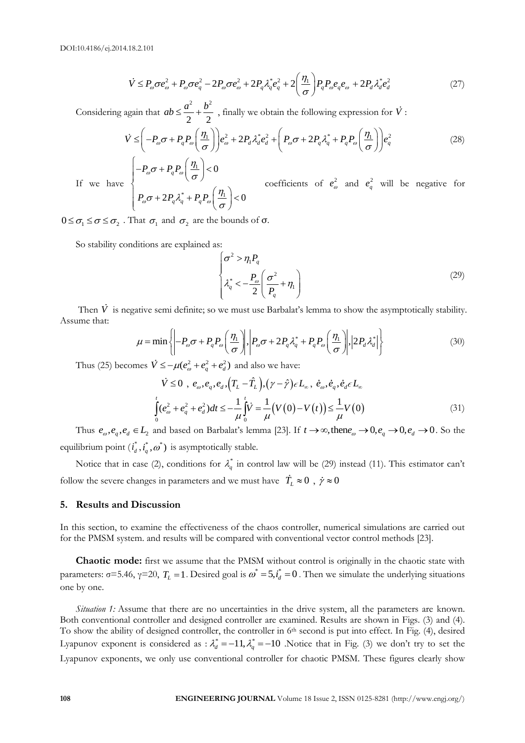$$\dot{V} \leq P_\omega \sigma e_\omega^2 + P_\omega \sigma e_q^2 - 2P_\omega \sigma e_\omega^2 + 2P_q \lambda_q^* e_q^2 + 2\left(\frac{\eta_1}{\sigma}\right) P_q P_\omega e_q e_\omega + 2P_d \lambda_d^* e_d^2 \tag{27}$$

Considering again that $ab \leq \frac{a^2}{2} + \frac{b^2}{2}$ , finally we obtain the following expression for $\dot{V}$ :

$$\dot{V} \leq \left(-P_\omega \sigma + P_q P_\omega \left(\frac{\eta_1}{\sigma}\right)\right) e_\omega^2 + 2P_d \lambda_d^* e_d^2 + \left(P_\omega \sigma + 2P_q \lambda_q^* + P_q P_\omega \left(\frac{\eta_1}{\sigma}\right)\right) e_q^2 \tag{28}$$

If we have $\begin{cases} -P_\omega \sigma + P_q P_\omega \left(\frac{\eta_1}{\sigma}\right) < 0 \\ P_\omega \sigma + 2P_q \lambda_q^* + P_q P_\omega \left(\frac{\eta_1}{\sigma}\right) < 0 \end{cases}$ coefficients of $e_\omega^2$ and $e_q^2$ will be negative for $0 \leq \sigma_1 \leq \sigma \leq \sigma_2$ . That $\sigma_1$ and $\sigma_2$ are the bounds of σ.

So stability conditions are explained as:

$$\begin{cases} \sigma^2 > \eta_1 P_q \\ \lambda_q^* < -\frac{P_\omega}{2}\left(\frac{\sigma^2}{P_q} + \eta_1\right) \end{cases} \tag{29}$$

Then $\dot{V}$ is negative semi definite; so we must use Barbalat's lemma to show the asymptotically stability. Assume that:

$$\mu = \min\left\{\left|-P_\omega \sigma + P_q P_\omega \left(\frac{\eta_1}{\sigma}\right)\right|, \left|P_\omega \sigma + 2P_q \lambda_q^* + P_q P_\omega \left(\frac{\eta_1}{\sigma}\right)\right|, \left|2P_d \lambda_d^*\right|\right\} \tag{30}$$

Thus (25) becomes $\dot{V} \leq -\mu(e_\omega^2 + e_q^2 + e_d^2)$ and also we have:

$$\dot{V} \leq 0 \ , \ e_\omega, e_q, e_d, \left(T_L - \hat{T}_L\right), \left(\gamma - \hat{\gamma}\right) \epsilon L_\infty \ , \ \dot{e}_\omega, \dot{e}_q, \dot{e}_d \epsilon L_\infty$$

$$\int_0^t (e_\omega^2 + e_q^2 + e_d^2) dt \leq -\frac{1}{\mu}\int_0^t \dot{V} = \frac{1}{\mu}\left(V(0) - V(t)\right) \leq \frac{1}{\mu} V(0) \tag{31}$$

Thus $e_\omega, e_q, e_d \in L_2$ and based on Barbalat's lemma [23]. If $t \to \infty$, then $e_\omega \to 0, e_q \to 0, e_d \to 0$. So the equilibrium point $(i_d^*, i_q^*, \omega^*)$ is asymptotically stable.

Notice that in case (2), conditions for $\lambda_q^*$ in control law will be (29) instead (11). This estimator can't follow the severe changes in parameters and we must have $\dot{T}_L \approx 0$ , $\dot{\gamma} \approx 0$

## 5. Results and Discussion

In this section, to examine the effectiveness of the chaos controller, numerical simulations are carried out for the PMSM system. and results will be compared with conventional vector control methods [23].

**Chaotic mode:** first we assume that the PMSM without control is originally in the chaotic state with parameters: σ=5.46, γ=20, $T_L = 1$. Desired goal is $\omega^* = 5, i_d^* = 0$. Then we simulate the underlying situations one by one.

*Situation 1:* Assume that there are no uncertainties in the drive system, all the parameters are known. Both conventional controller and designed controller are examined. Results are shown in Figs. (3) and (4). To show the ability of designed controller, the controller in 6th second is put into effect. In Fig. (4), desired Lyapunov exponent is considered as : $\lambda_d^* = -11, \lambda_q^* = -10$ .Notice that in Fig. (3) we don't try to set the Lyapunov exponents, we only use conventional controller for chaotic PMSM. These figures clearly show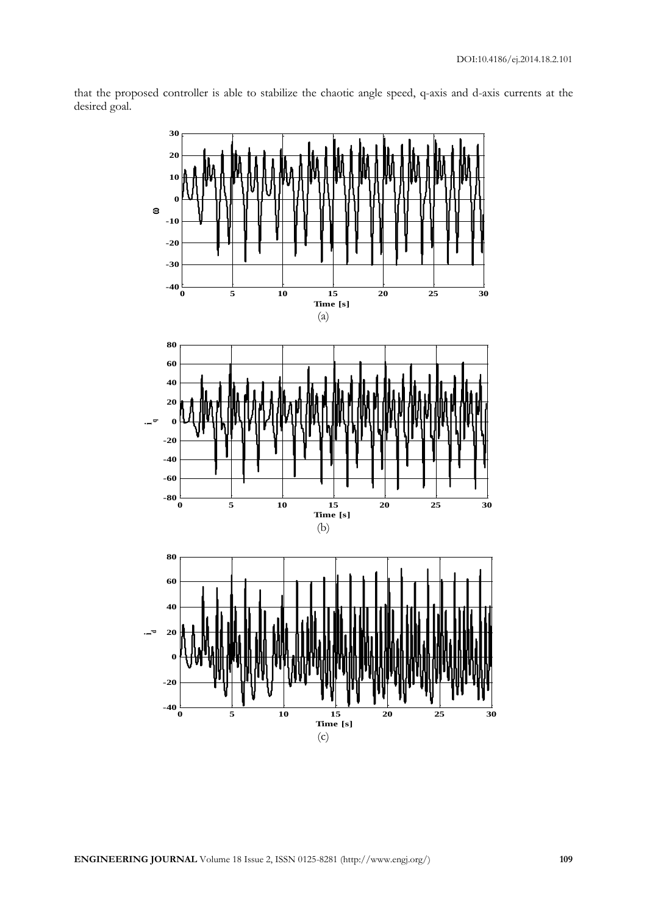that the proposed controller is able to stabilize the chaotic angle speed, q-axis and d-axis currents at the desired goal.

(a)

(b)

(c)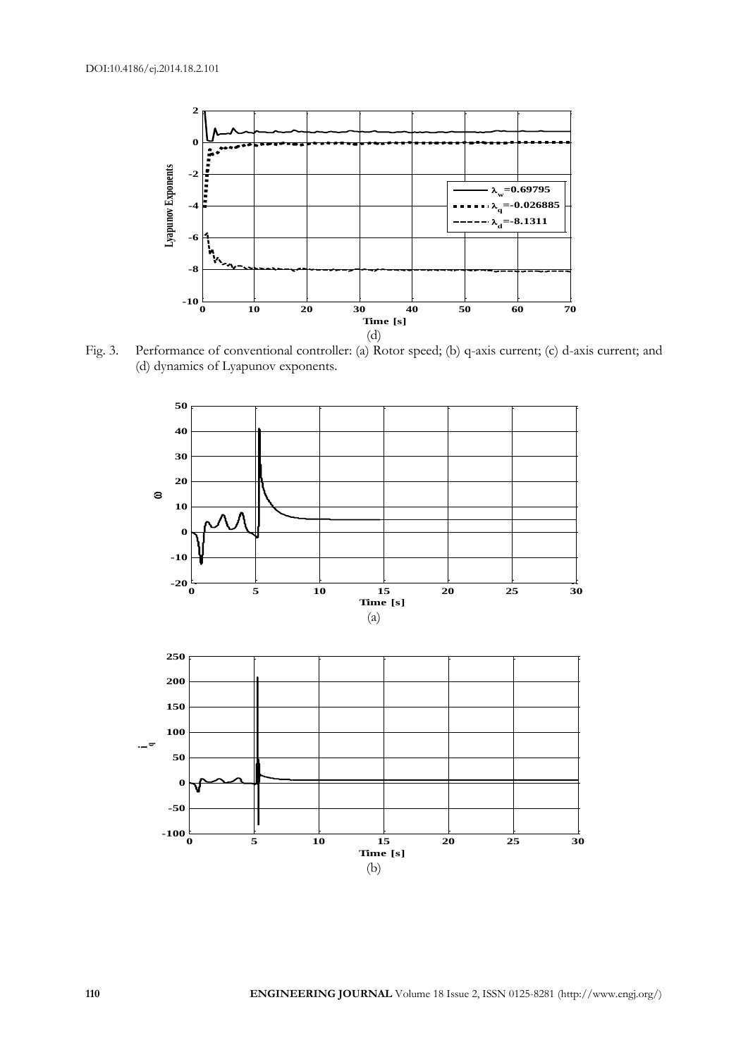(d)

Fig. 3. Performance of conventional controller: (a) Rotor speed; (b) q-axis current; (c) d-axis current; and (d) dynamics of Lyapunov exponents.

(a)

(b)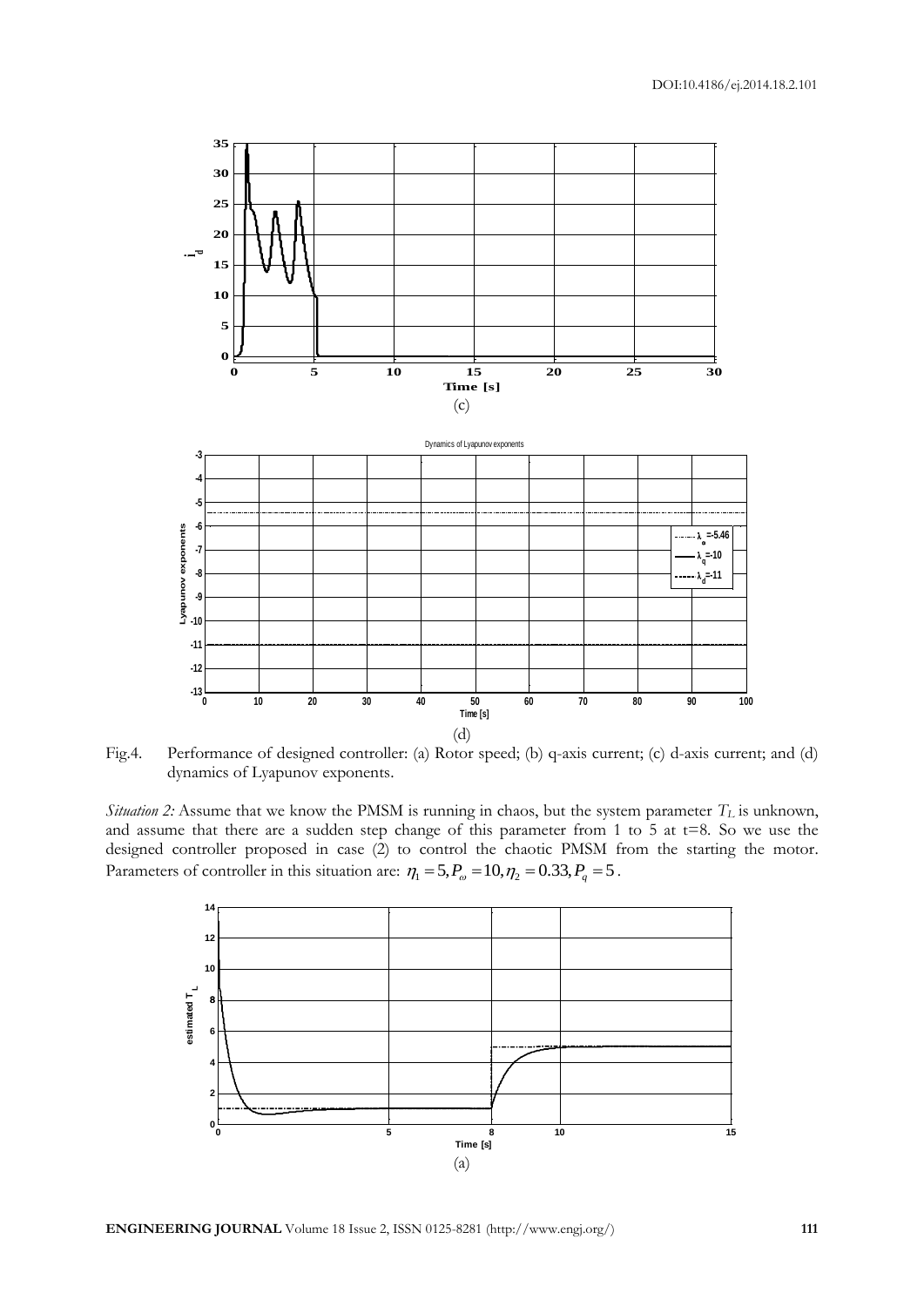(c)

(d)

Fig.4. Performance of designed controller: (a) Rotor speed; (b) q-axis current; (c) d-axis current; and (d) dynamics of Lyapunov exponents.

*Situation 2:* Assume that we know the PMSM is running in chaos, but the system parameter $T_L$ is unknown, and assume that there are a sudden step change of this parameter from 1 to 5 at t=8. So we use the designed controller proposed in case (2) to control the chaotic PMSM from the starting the motor. Parameters of controller in this situation are: $\eta_1 = 5, P_\omega = 10, \eta_2 = 0.33, P_q = 5$.

(a)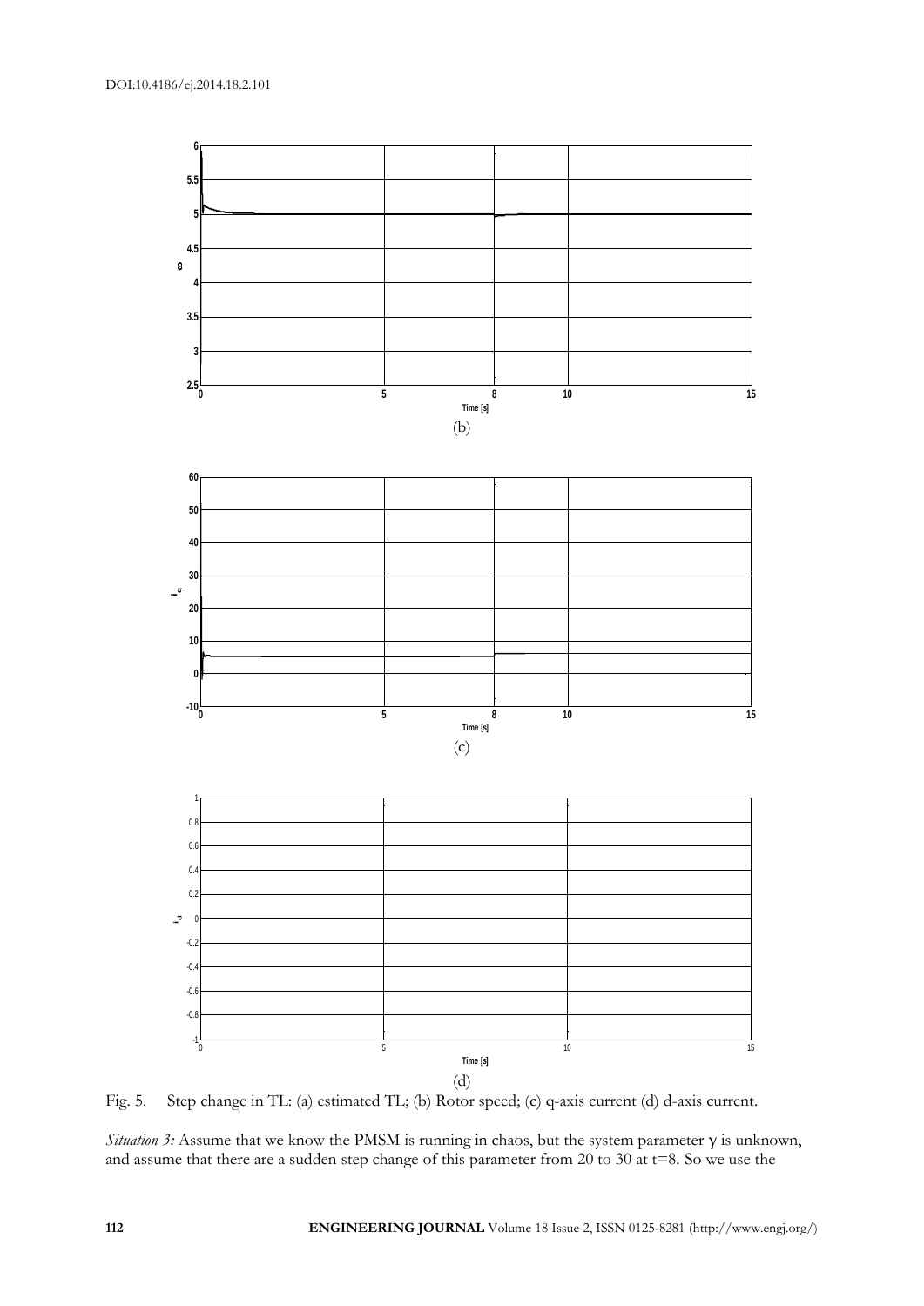(b)

(c)

(d)

Fig. 5. Step change in TL: (a) estimated TL; (b) Rotor speed; (c) q-axis current (d) d-axis current.

*Situation 3:* Assume that we know the PMSM is running in chaos, but the system parameter $\gamma$ is unknown, and assume that there are a sudden step change of this parameter from 20 to 30 at t=8. So we use the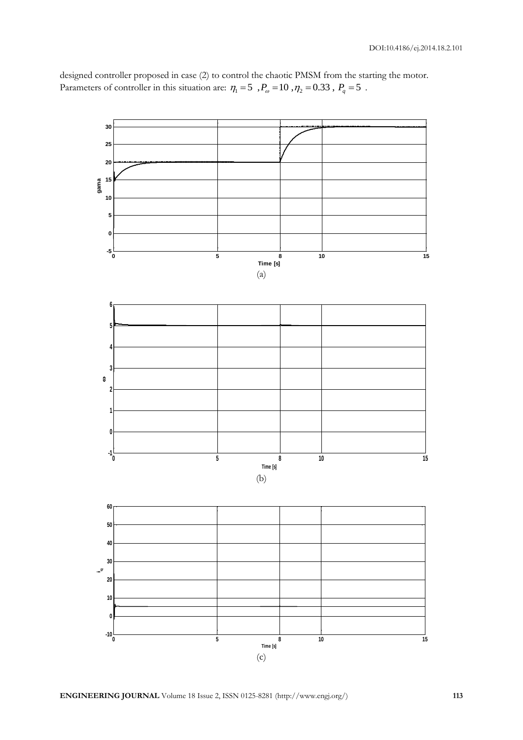designed controller proposed in case (2) to control the chaotic PMSM from the starting the motor. Parameters of controller in this situation are: $\eta_1 = 5$ , $P_\omega = 10$ , $\eta_2 = 0.33$ , $P_q = 5$ .

(a)

(b)

(c)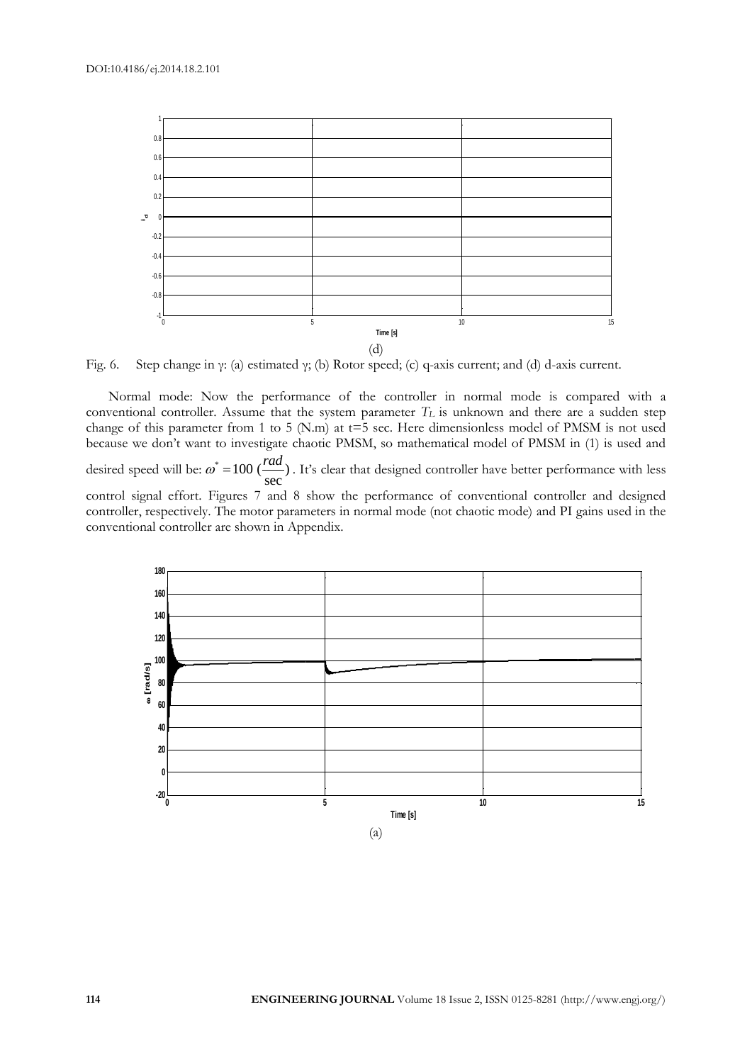(d)

Fig. 6. Step change in γ: (a) estimated γ; (b) Rotor speed; (c) q-axis current; and (d) d-axis current.

Normal mode: Now the performance of the controller in normal mode is compared with a conventional controller. Assume that the system parameter $T_L$ is unknown and there are a sudden step change of this parameter from 1 to 5 (N.m) at t=5 sec. Here dimensionless model of PMSM is not used because we don't want to investigate chaotic PMSM, so mathematical model of PMSM in (1) is used and desired speed will be: $\omega^* = 100\ (\frac{rad}{\sec})$. It's clear that designed controller have better performance with less control signal effort. Figures 7 and 8 show the performance of conventional controller and designed controller, respectively. The motor parameters in normal mode (not chaotic mode) and PI gains used in the conventional controller are shown in Appendix.

(a)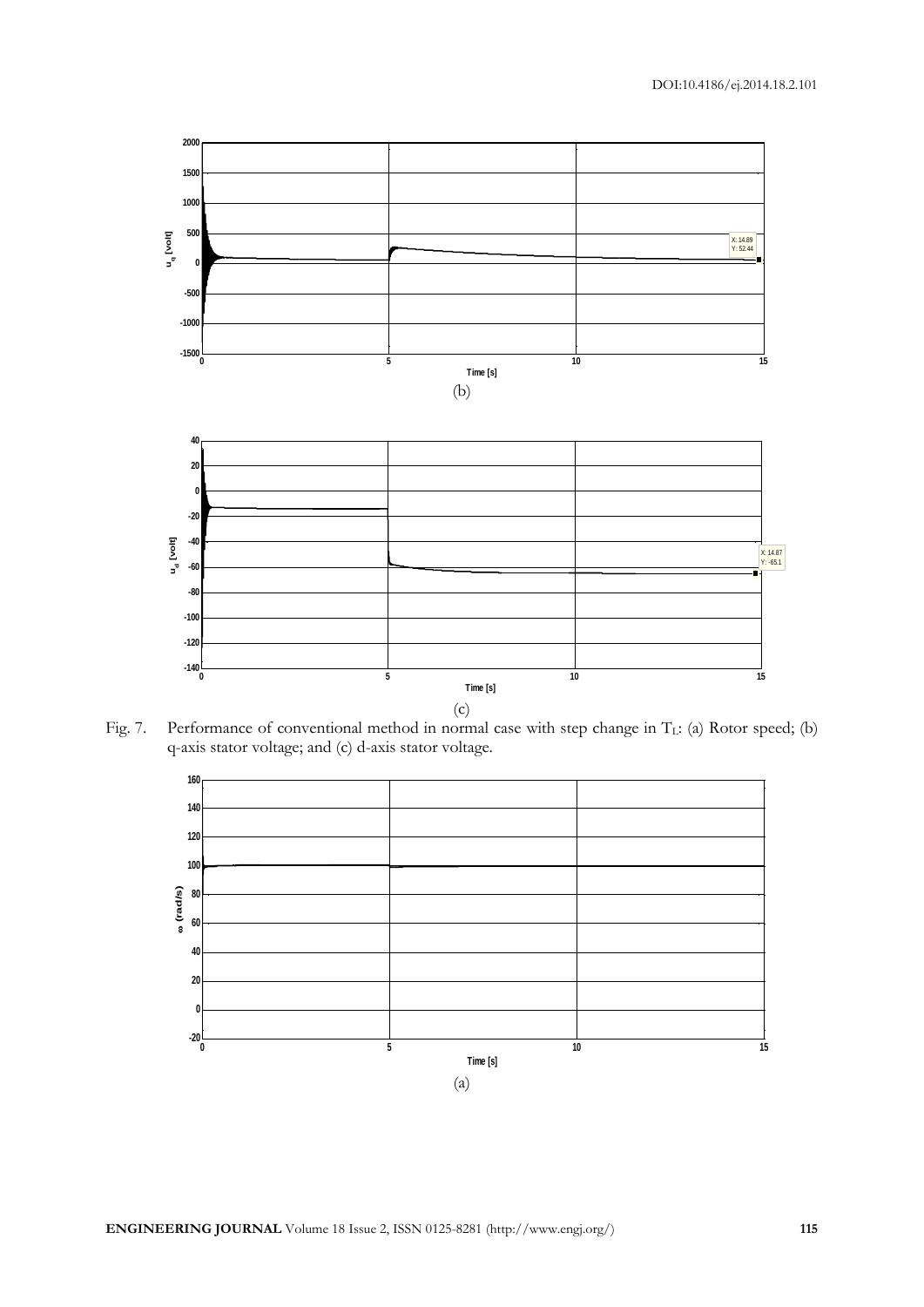(b)

(c)

Fig. 7. Performance of conventional method in normal case with step change in $T_L$: (a) Rotor speed; (b) q-axis stator voltage; and (c) d-axis stator voltage.

(a)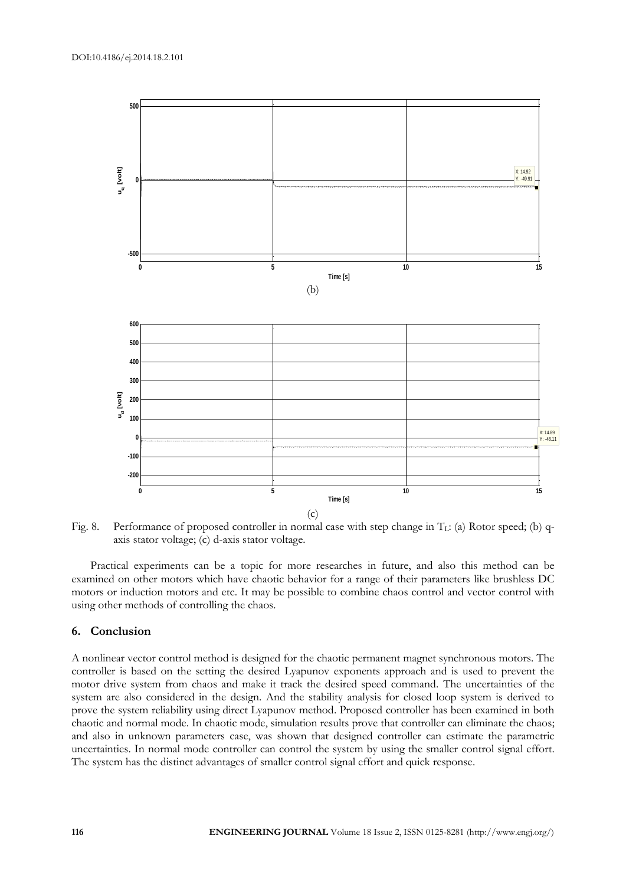(b)

(c)

Fig. 8. Performance of proposed controller in normal case with step change in $T_L$: (a) Rotor speed; (b) q-axis stator voltage; (c) d-axis stator voltage.

Practical experiments can be a topic for more researches in future, and also this method can be examined on other motors which have chaotic behavior for a range of their parameters like brushless DC motors or induction motors and etc. It may be possible to combine chaos control and vector control with using other methods of controlling the chaos.

## 6. Conclusion

A nonlinear vector control method is designed for the chaotic permanent magnet synchronous motors. The controller is based on the setting the desired Lyapunov exponents approach and is used to prevent the motor drive system from chaos and make it track the desired speed command. The uncertainties of the system are also considered in the design. And the stability analysis for closed loop system is derived to prove the system reliability using direct Lyapunov method. Proposed controller has been examined in both chaotic and normal mode. In chaotic mode, simulation results prove that controller can eliminate the chaos; and also in unknown parameters case, was shown that designed controller can estimate the parametric uncertainties. In normal mode controller can control the system by using the smaller control signal effort. The system has the distinct advantages of smaller control signal effort and quick response.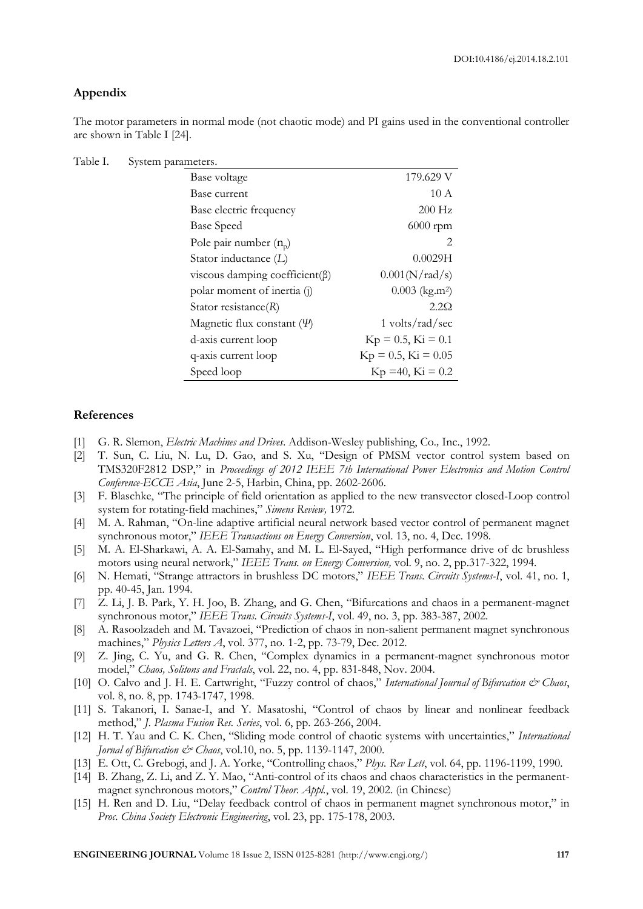## Appendix

The motor parameters in normal mode (not chaotic mode) and PI gains used in the conventional controller are shown in Table I [24].

Table I. System parameters.

| | |
|---|---|
| Base voltage | 179.629 V |
| Base current | 10 A |
| Base electric frequency | 200 Hz |
| Base Speed | 6000 rpm |
| Pole pair number ($n_p$) | 2 |
| Stator inductance ($L$) | 0.0029H |
| viscous damping coefficient($\beta$) | 0.001(N/rad/s) |
| polar moment of inertia (j) | 0.003 (kg.m$^2$) |
| Stator resistance($R$) | 2.2Ω |
| Magnetic flux constant ($\Psi$) | 1 volts/rad/sec |
| d-axis current loop | Kp = 0.5, Ki = 0.1 |
| q-axis current loop | Kp = 0.5, Ki = 0.05 |
| Speed loop | Kp =40, Ki = 0.2 |

## References

[1] G. R. Slemon, *Electric Machines and Drives*. Addison-Wesley publishing, Co., Inc., 1992.

[2] T. Sun, C. Liu, N. Lu, D. Gao, and S. Xu, "Design of PMSM vector control system based on TMS320F2812 DSP," in *Proceedings of 2012 IEEE 7th International Power Electronics and Motion Control Conference-ECCE Asia*, June 2-5, Harbin, China, pp. 2602-2606.

[3] F. Blaschke, "The principle of field orientation as applied to the new transvector closed-Loop control system for rotating-field machines," *Simens Review,* 1972.

[4] M. A. Rahman, "On-line adaptive artificial neural network based vector control of permanent magnet synchronous motor," *IEEE Transactions on Energy Conversion*, vol. 13, no. 4, Dec. 1998.

[5] M. A. El-Sharkawi, A. A. El-Samahy, and M. L. El-Sayed, "High performance drive of dc brushless motors using neural network," *IEEE Trans. on Energy Conversion,* vol. 9, no. 2, pp.317-322, 1994.

[6] N. Hemati, "Strange attractors in brushless DC motors," *IEEE Trans. Circuits Systems-I*, vol. 41, no. 1, pp. 40-45, Jan. 1994.

[7] Z. Li, J. B. Park, Y. H. Joo, B. Zhang, and G. Chen, "Bifurcations and chaos in a permanent-magnet synchronous motor," *IEEE Trans. Circuits Systems-I*, vol. 49, no. 3, pp. 383-387, 2002.

[8] A. Rasoolzadeh and M. Tavazoei, "Prediction of chaos in non-salient permanent magnet synchronous machines," *Physics Letters A*, vol. 377, no. 1-2, pp. 73-79, Dec. 2012.

[9] Z. Jing, C. Yu, and G. R. Chen, "Complex dynamics in a permanent-magnet synchronous motor model," *Chaos, Solitons and Fractals*, vol. 22, no. 4, pp. 831-848, Nov. 2004.

[10] O. Calvo and J. H. E. Cartwright, "Fuzzy control of chaos," *International Journal of Bifurcation & Chaos*, vol. 8, no. 8, pp. 1743-1747, 1998.

[11] S. Takanori, I. Sanae-I, and Y. Masatoshi, "Control of chaos by linear and nonlinear feedback method," *J. Plasma Fusion Res. Series*, vol. 6, pp. 263-266, 2004.

[12] H. T. Yau and C. K. Chen, "Sliding mode control of chaotic systems with uncertainties," *International Jornal of Bifurcation & Chaos*, vol.10, no. 5, pp. 1139-1147, 2000.

[13] E. Ott, C. Grebogi, and J. A. Yorke, "Controlling chaos," *Phys. Rev Lett*, vol. 64, pp. 1196-1199, 1990.

[14] B. Zhang, Z. Li, and Z. Y. Mao, "Anti-control of its chaos and chaos characteristics in the permanent-magnet synchronous motors," *Control Theor. Appl.*, vol. 19, 2002. (in Chinese)

[15] H. Ren and D. Liu, "Delay feedback control of chaos in permanent magnet synchronous motor," in *Proc. China Society Electronic Engineering*, vol. 23, pp. 175-178, 2003.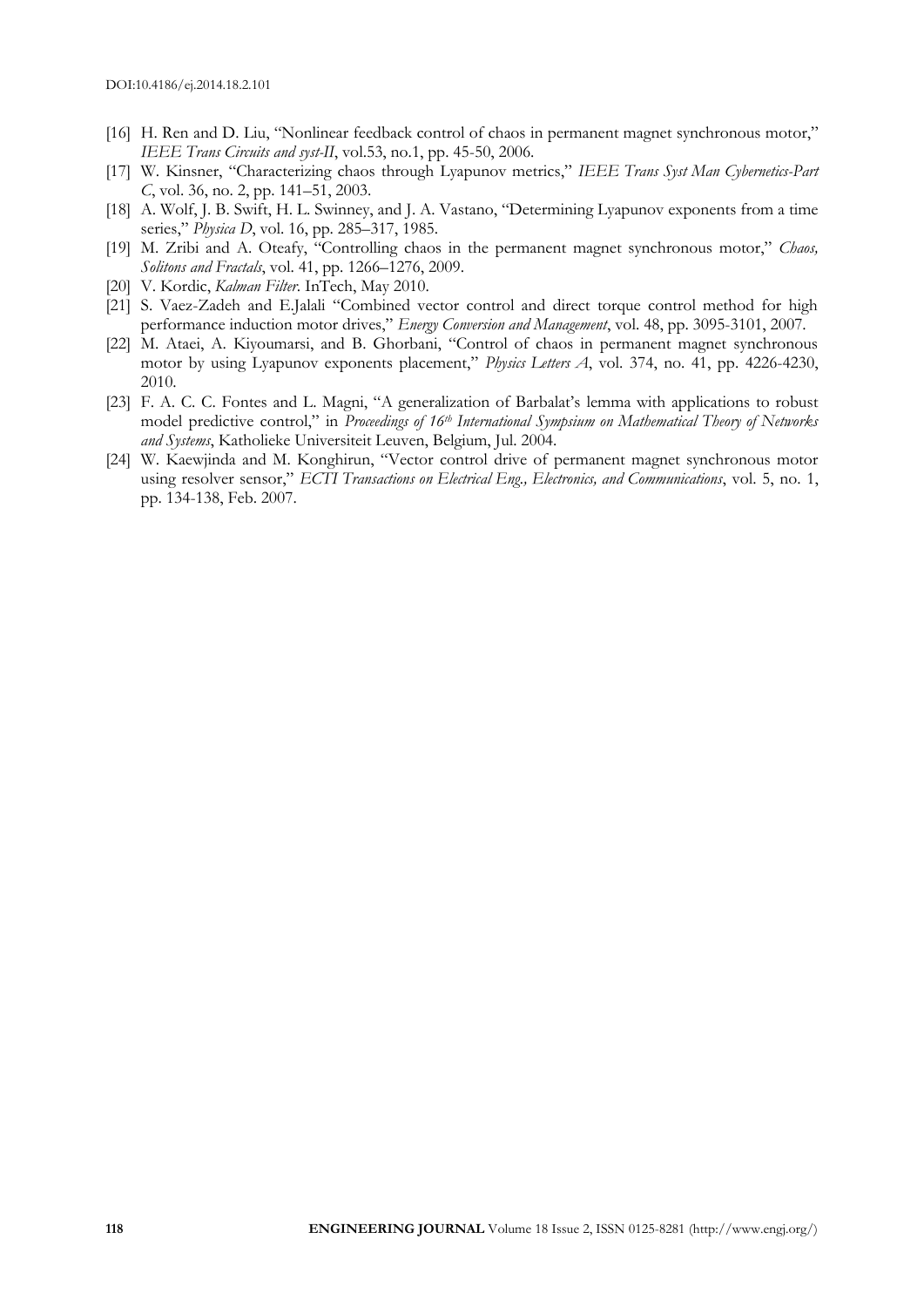[16] H. Ren and D. Liu, "Nonlinear feedback control of chaos in permanent magnet synchronous motor," *IEEE Trans Circuits and syst-II*, vol.53, no.1, pp. 45-50, 2006.

[17] W. Kinsner, "Characterizing chaos through Lyapunov metrics," *IEEE Trans Syst Man Cybernetics-Part C*, vol. 36, no. 2, pp. 141–51, 2003.

[18] A. Wolf, J. B. Swift, H. L. Swinney, and J. A. Vastano, "Determining Lyapunov exponents from a time series," *Physica D*, vol. 16, pp. 285–317, 1985.

[19] M. Zribi and A. Oteafy, "Controlling chaos in the permanent magnet synchronous motor," *Chaos, Solitons and Fractals*, vol. 41, pp. 1266–1276, 2009.

[20] V. Kordic, *Kalman Filter*. InTech, May 2010.

[21] S. Vaez-Zadeh and E.Jalali "Combined vector control and direct torque control method for high performance induction motor drives," *Energy Conversion and Management*, vol. 48, pp. 3095-3101, 2007.

[22] M. Ataei, A. Kiyoumarsi, and B. Ghorbani, "Control of chaos in permanent magnet synchronous motor by using Lyapunov exponents placement," *Physics Letters A*, vol. 374, no. 41, pp. 4226-4230, 2010.

[23] F. A. C. C. Fontes and L. Magni, "A generalization of Barbalat's lemma with applications to robust model predictive control," in *Proceedings of 16th International Sympsium on Mathematical Theory of Networks and Systems*, Katholieke Universiteit Leuven, Belgium, Jul. 2004.

[24] W. Kaewjinda and M. Konghirun, "Vector control drive of permanent magnet synchronous motor using resolver sensor," *ECTI Transactions on Electrical Eng., Electronics, and Communications*, vol. 5, no. 1, pp. 134-138, Feb. 2007.